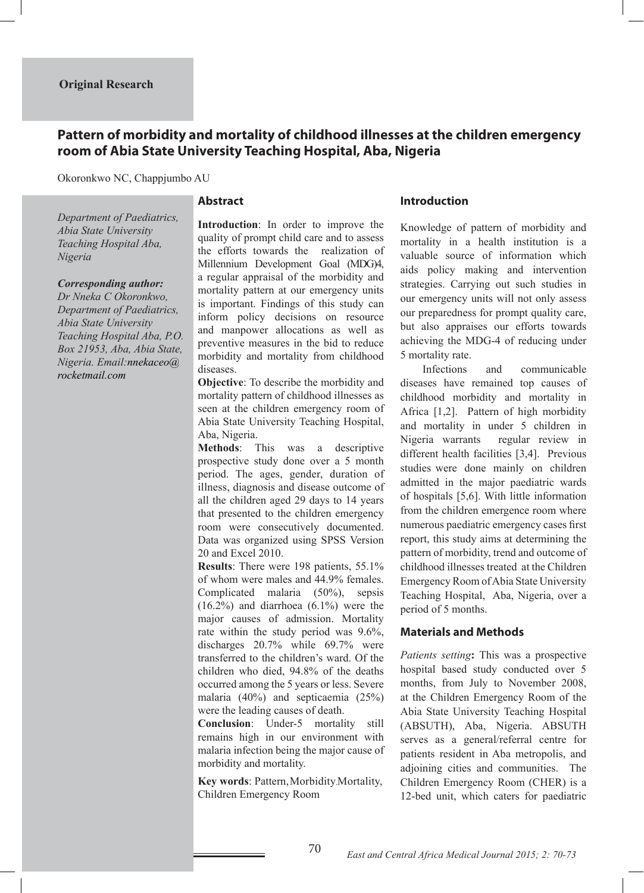**Original Research**

# Pattern of morbidity and mortality of childhood illnesses at the children emergency room of Abia State University Teaching Hospital, Aba, Nigeria

Okoronkwo NC, Chappjumbo AU

*Department of Paediatrics, Abia State University Teaching Hospital Aba, Nigeria*

***Corresponding author:***
*Dr Nneka C Okoronkwo, Department of Paediatrics, Abia State University Teaching Hospital Aba, P.O. Box 21953, Aba, Abia State, Nigeria. Email:nnekaceo@rocketmail.com*

## Abstract

**Introduction**: In order to improve the quality of prompt child care and to assess the efforts towards the realization of Millennium Development Goal (MDG)4, a regular appraisal of the morbidity and mortality pattern at our emergency units is important. Findings of this study can inform policy decisions on resource and manpower allocations as well as preventive measures in the bid to reduce morbidity and mortality from childhood diseases.

**Objective**: To describe the morbidity and mortality pattern of childhood illnesses as seen at the children emergency room of Abia State University Teaching Hospital, Aba, Nigeria.

**Methods**: This was a descriptive prospective study done over a 5 month period. The ages, gender, duration of illness, diagnosis and disease outcome of all the children aged 29 days to 14 years that presented to the children emergency room were consecutively documented. Data was organized using SPSS Version 20 and Excel 2010.

**Results**: There were 198 patients, 55.1% of whom were males and 44.9% females. Complicated malaria (50%), sepsis (16.2%) and diarrhoea (6.1%) were the major causes of admission. Mortality rate within the study period was 9.6%, discharges 20.7% while 69.7% were transferred to the children's ward. Of the children who died, 94.8% of the deaths occurred among the 5 years or less. Severe malaria (40%) and septicaemia (25%) were the leading causes of death.

**Conclusion**: Under-5 mortality still remains high in our environment with malaria infection being the major cause of morbidity and mortality.

**Key words**: Pattern, Morbidity, Mortality, Children Emergency Room

## Introduction

Knowledge of pattern of morbidity and mortality in a health institution is a valuable source of information which aids policy making and intervention strategies. Carrying out such studies in our emergency units will not only assess our preparedness for prompt quality care, but also appraises our efforts towards achieving the MDG-4 of reducing under 5 mortality rate.

Infections and communicable diseases have remained top causes of childhood morbidity and mortality in Africa [1,2]. Pattern of high morbidity and mortality in under 5 children in Nigeria warrants regular review in different health facilities [3,4]. Previous studies were done mainly on children admitted in the major paediatric wards of hospitals [5,6]. With little information from the children emergence room where numerous paediatric emergency cases first report, this study aims at determining the pattern of morbidity, trend and outcome of childhood illnesses treated at the Children Emergency Room of Abia State University Teaching Hospital, Aba, Nigeria, over a period of 5 months.

## Materials and Methods

*Patients setting***:** This was a prospective hospital based study conducted over 5 months, from July to November 2008, at the Children Emergency Room of the Abia State University Teaching Hospital (ABSUTH), Aba, Nigeria. ABSUTH serves as a general/referral centre for patients resident in Aba metropolis, and adjoining cities and communities. The Children Emergency Room (CHER) is a 12-bed unit, which caters for paediatric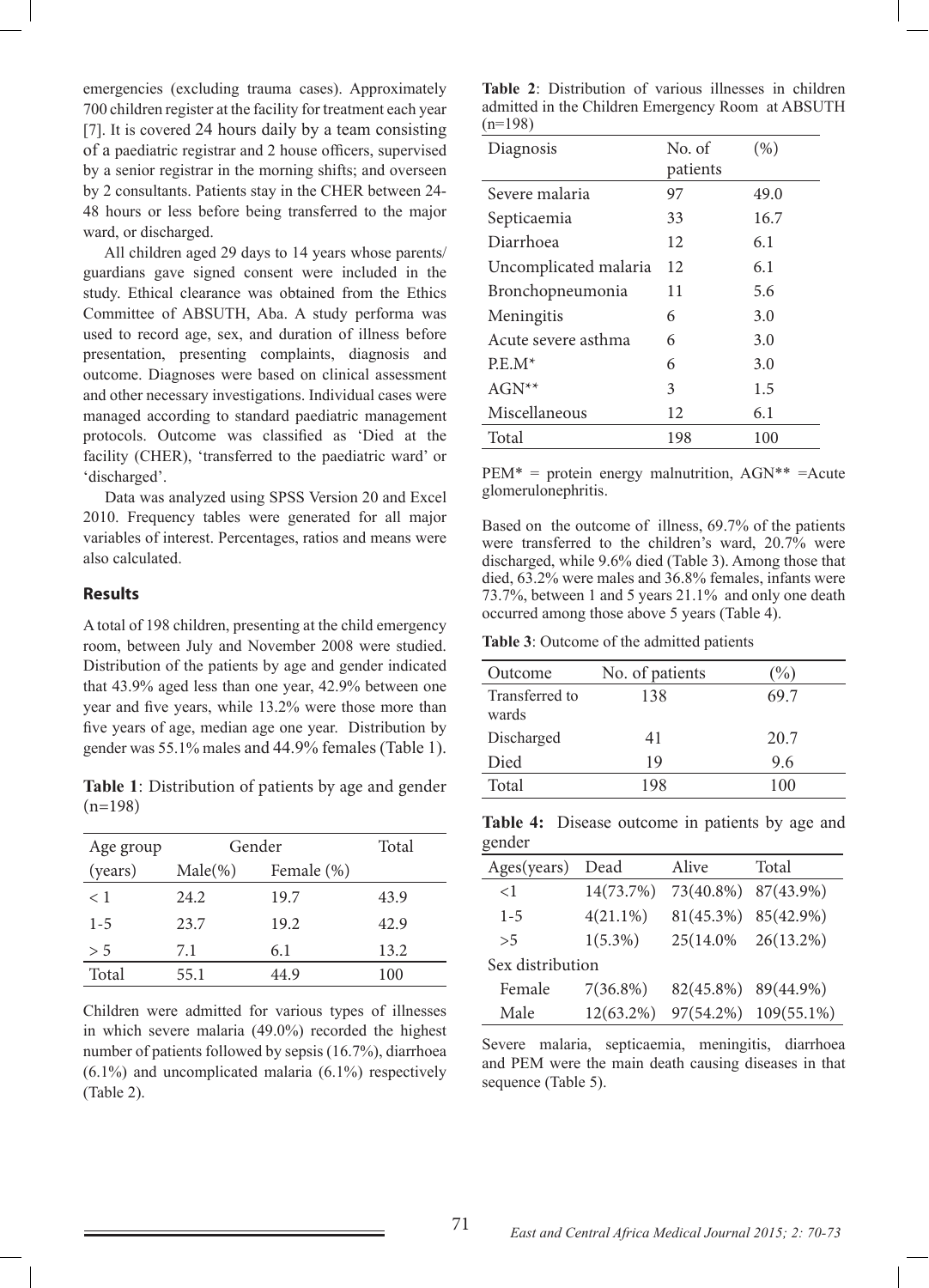emergencies (excluding trauma cases). Approximately 700 children register at the facility for treatment each year [7]. It is covered 24 hours daily by a team consisting of a paediatric registrar and 2 house officers, supervised by a senior registrar in the morning shifts; and overseen by 2 consultants. Patients stay in the CHER between 24-48 hours or less before being transferred to the major ward, or discharged.

All children aged 29 days to 14 years whose parents/guardians gave signed consent were included in the study. Ethical clearance was obtained from the Ethics Committee of ABSUTH, Aba. A study performa was used to record age, sex, and duration of illness before presentation, presenting complaints, diagnosis and outcome. Diagnoses were based on clinical assessment and other necessary investigations. Individual cases were managed according to standard paediatric management protocols. Outcome was classified as 'Died at the facility (CHER), 'transferred to the paediatric ward' or 'discharged'.

Data was analyzed using SPSS Version 20 and Excel 2010. Frequency tables were generated for all major variables of interest. Percentages, ratios and means were also calculated.

## Results

A total of 198 children, presenting at the child emergency room, between July and November 2008 were studied. Distribution of the patients by age and gender indicated that 43.9% aged less than one year, 42.9% between one year and five years, while 13.2% were those more than five years of age, median age one year. Distribution by gender was 55.1% males and 44.9% females (Table 1).

**Table 1**: Distribution of patients by age and gender (n=198)

| Age group (years) | Gender | | Total |
|---|---|---|---|
| | Male(%) | Female (%) | |
| < 1 | 24.2 | 19.7 | 43.9 |
| 1-5 | 23.7 | 19.2 | 42.9 |
| > 5 | 7.1 | 6.1 | 13.2 |
| Total | 55.1 | 44.9 | 100 |

Children were admitted for various types of illnesses in which severe malaria (49.0%) recorded the highest number of patients followed by sepsis (16.7%), diarrhoea (6.1%) and uncomplicated malaria (6.1%) respectively (Table 2).

**Table 2**: Distribution of various illnesses in children admitted in the Children Emergency Room at ABSUTH (n=198)

| Diagnosis | No. of patients | (%) |
|---|---|---|
| Severe malaria | 97 | 49.0 |
| Septicaemia | 33 | 16.7 |
| Diarrhoea | 12 | 6.1 |
| Uncomplicated malaria | 12 | 6.1 |
| Bronchopneumonia | 11 | 5.6 |
| Meningitis | 6 | 3.0 |
| Acute severe asthma | 6 | 3.0 |
| P.E.M* | 6 | 3.0 |
| AGN** | 3 | 1.5 |
| Miscellaneous | 12 | 6.1 |
| Total | 198 | 100 |

PEM* = protein energy malnutrition, AGN** =Acute glomerulonephritis.

Based on the outcome of illness, 69.7% of the patients were transferred to the children's ward, 20.7% were discharged, while 9.6% died (Table 3). Among those that died, 63.2% were males and 36.8% females, infants were 73.7%, between 1 and 5 years 21.1% and only one death occurred among those above 5 years (Table 4).

**Table 3**: Outcome of the admitted patients

| Outcome | No. of patients | (%) |
|---|---|---|
| Transferred to wards | 138 | 69.7 |
| Discharged | 41 | 20.7 |
| Died | 19 | 9.6 |
| Total | 198 | 100 |

**Table 4:** Disease outcome in patients by age and gender

| Ages(years) | Dead | Alive | Total |
|---|---|---|---|
| <1 | 14(73.7%) | 73(40.8%) | 87(43.9%) |
| 1-5 | 4(21.1%) | 81(45.3%) | 85(42.9%) |
| >5 | 1(5.3%) | 25(14.0% | 26(13.2%) |
| Sex distribution | | | |
| Female | 7(36.8%) | 82(45.8%) | 89(44.9%) |
| Male | 12(63.2%) | 97(54.2%) | 109(55.1%) |

Severe malaria, septicaemia, meningitis, diarrhoea and PEM were the main death causing diseases in that sequence (Table 5).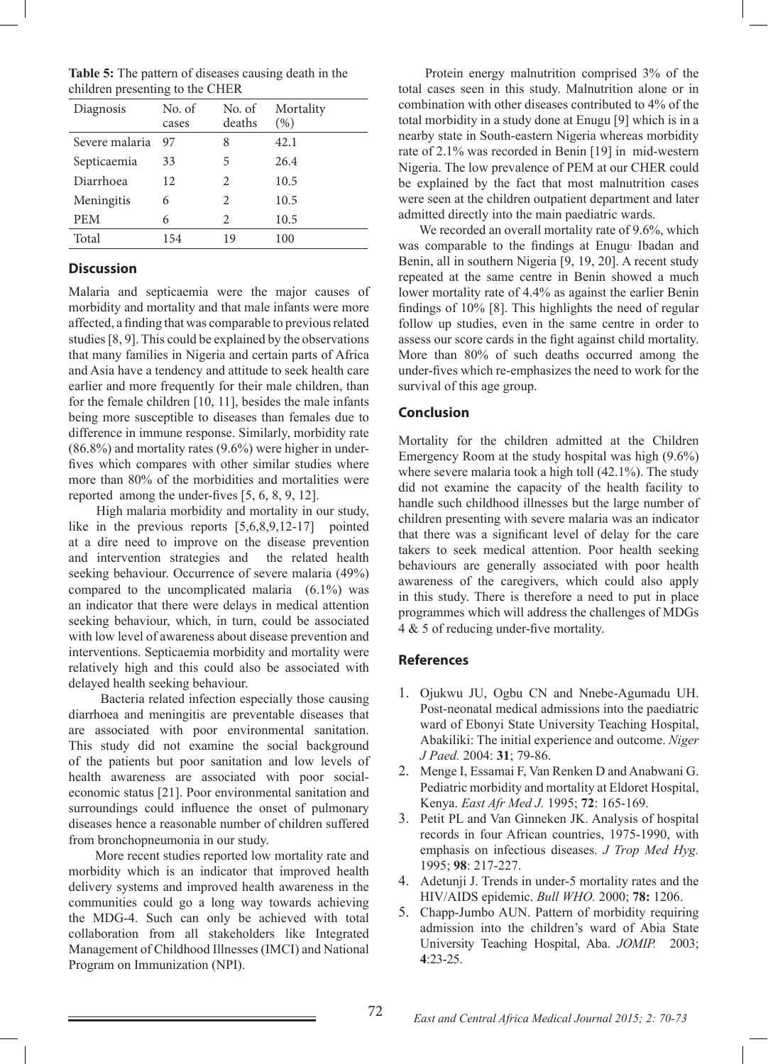**Table 5:** The pattern of diseases causing death in the children presenting to the CHER

| Diagnosis | No. of cases | No. of deaths | Mortality (%) |
|---|---|---|---|
| Severe malaria | 97 | 8 | 42.1 |
| Septicaemia | 33 | 5 | 26.4 |
| Diarrhoea | 12 | 2 | 10.5 |
| Meningitis | 6 | 2 | 10.5 |
| PEM | 6 | 2 | 10.5 |
| Total | 154 | 19 | 100 |

## Discussion

Malaria and septicaemia were the major causes of morbidity and mortality and that male infants were more affected, a finding that was comparable to previous related studies [8, 9]. This could be explained by the observations that many families in Nigeria and certain parts of Africa and Asia have a tendency and attitude to seek health care earlier and more frequently for their male children, than for the female children [10, 11], besides the male infants being more susceptible to diseases than females due to difference in immune response. Similarly, morbidity rate (86.8%) and mortality rates (9.6%) were higher in under-fives which compares with other similar studies where more than 80% of the morbidities and mortalities were reported among the under-fives [5, 6, 8, 9, 12].

High malaria morbidity and mortality in our study, like in the previous reports [5,6,8,9,12-17] pointed at a dire need to improve on the disease prevention and intervention strategies and the related health seeking behaviour. Occurrence of severe malaria (49%) compared to the uncomplicated malaria (6.1%) was an indicator that there were delays in medical attention seeking behaviour, which, in turn, could be associated with low level of awareness about disease prevention and interventions. Septicaemia morbidity and mortality were relatively high and this could also be associated with delayed health seeking behaviour.

Bacteria related infection especially those causing diarrhoea and meningitis are preventable diseases that are associated with poor environmental sanitation. This study did not examine the social background of the patients but poor sanitation and low levels of health awareness are associated with poor social-economic status [21]. Poor environmental sanitation and surroundings could influence the onset of pulmonary diseases hence a reasonable number of children suffered from bronchopneumonia in our study.

More recent studies reported low mortality rate and morbidity which is an indicator that improved health delivery systems and improved health awareness in the communities could go a long way towards achieving the MDG-4. Such can only be achieved with total collaboration from all stakeholders like Integrated Management of Childhood Illnesses (IMCI) and National Program on Immunization (NPI).

Protein energy malnutrition comprised 3% of the total cases seen in this study. Malnutrition alone or in combination with other diseases contributed to 4% of the total morbidity in a study done at Enugu [9] which is in a nearby state in South-eastern Nigeria whereas morbidity rate of 2.1% was recorded in Benin [19] in mid-western Nigeria. The low prevalence of PEM at our CHER could be explained by the fact that most malnutrition cases were seen at the children outpatient department and later admitted directly into the main paediatric wards.

We recorded an overall mortality rate of 9.6%, which was comparable to the findings at Enugu, Ibadan and Benin, all in southern Nigeria [9, 19, 20]. A recent study repeated at the same centre in Benin showed a much lower mortality rate of 4.4% as against the earlier Benin findings of 10% [8]. This highlights the need of regular follow up studies, even in the same centre in order to assess our score cards in the fight against child mortality. More than 80% of such deaths occurred among the under-fives which re-emphasizes the need to work for the survival of this age group.

## Conclusion

Mortality for the children admitted at the Children Emergency Room at the study hospital was high (9.6%) where severe malaria took a high toll (42.1%). The study did not examine the capacity of the health facility to handle such childhood illnesses but the large number of children presenting with severe malaria was an indicator that there was a significant level of delay for the care takers to seek medical attention. Poor health seeking behaviours are generally associated with poor health awareness of the caregivers, which could also apply in this study. There is therefore a need to put in place programmes which will address the challenges of MDGs 4 & 5 of reducing under-five mortality.

## References

1. Ojukwu JU, Ogbu CN and Nnebe-Agumadu UH. Post-neonatal medical admissions into the paediatric ward of Ebonyi State University Teaching Hospital, Abakiliki: The initial experience and outcome. *Niger J Paed.* 2004: **31**; 79-86.
2. Menge I, Essamai F, Van Renken D and Anabwani G. Pediatric morbidity and mortality at Eldoret Hospital, Kenya. *East Afr Med J.* 1995; **72**: 165-169.
3. Petit PL and Van Ginneken JK. Analysis of hospital records in four African countries, 1975-1990, with emphasis on infectious diseases. *J Trop Med Hyg.* 1995; **98**: 217-227.
4. Adetunji J. Trends in under-5 mortality rates and the HIV/AIDS epidemic. *Bull WHO.* 2000; **78:** 1206.
5. Chapp-Jumbo AUN. Pattern of morbidity requiring admission into the children's ward of Abia State University Teaching Hospital, Aba. *JOMIP.* 2003; **4**:23-25.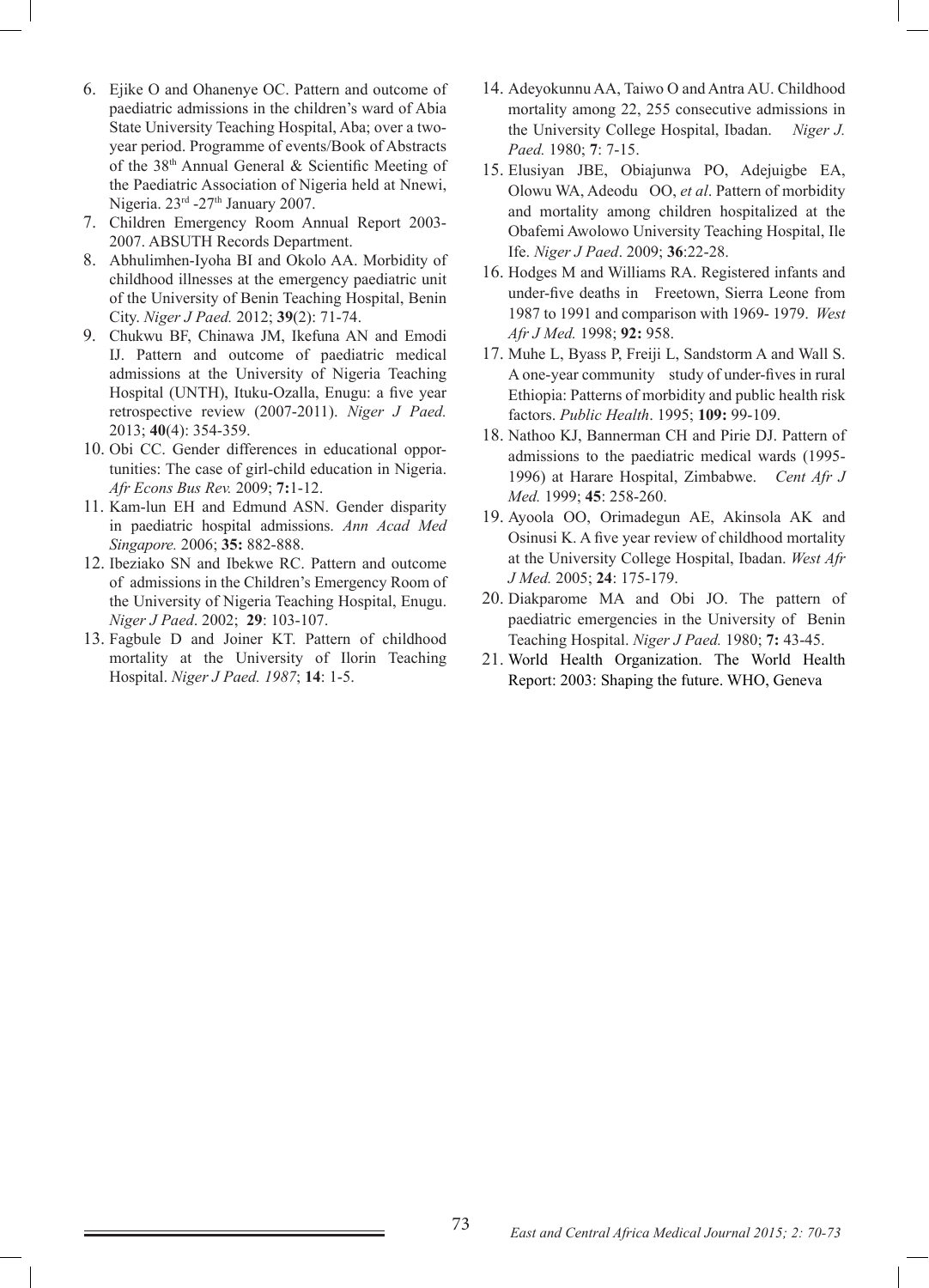6. Ejike O and Ohanenye OC. Pattern and outcome of paediatric admissions in the children's ward of Abia State University Teaching Hospital, Aba; over a two-year period. Programme of events/Book of Abstracts of the 38th Annual General & Scientific Meeting of the Paediatric Association of Nigeria held at Nnewi, Nigeria. 23rd -27th January 2007.
7. Children Emergency Room Annual Report 2003-2007. ABSUTH Records Department.
8. Abhulimhen-Iyoha BI and Okolo AA. Morbidity of childhood illnesses at the emergency paediatric unit of the University of Benin Teaching Hospital, Benin City. *Niger J Paed.* 2012; **39**(2): 71-74.
9. Chukwu BF, Chinawa JM, Ikefuna AN and Emodi IJ. Pattern and outcome of paediatric medical admissions at the University of Nigeria Teaching Hospital (UNTH), Ituku-Ozalla, Enugu: a five year retrospective review (2007-2011). *Niger J Paed.* 2013; **40**(4): 354-359.
10. Obi CC. Gender differences in educational opportunities: The case of girl-child education in Nigeria. *Afr Econs Bus Rev.* 2009; **7:**1-12.
11. Kam-lun EH and Edmund ASN. Gender disparity in paediatric hospital admissions. *Ann Acad Med Singapore.* 2006; **35:** 882-888.
12. Ibeziako SN and Ibekwe RC. Pattern and outcome of admissions in the Children's Emergency Room of the University of Nigeria Teaching Hospital, Enugu. *Niger J Paed*. 2002; **29**: 103-107.
13. Fagbule D and Joiner KT. Pattern of childhood mortality at the University of Ilorin Teaching Hospital. *Niger J Paed. 1987*; **14**: 1-5.
14. Adeyokunnu AA, Taiwo O and Antra AU. Childhood mortality among 22, 255 consecutive admissions in the University College Hospital, Ibadan. *Niger J. Paed.* 1980; **7**: 7-15.
15. Elusiyan JBE, Obiajunwa PO, Adejuigbe EA, Olowu WA, Adeodu OO, *et al*. Pattern of morbidity and mortality among children hospitalized at the Obafemi Awolowo University Teaching Hospital, Ile Ife. *Niger J Paed*. 2009; **36**:22-28.
16. Hodges M and Williams RA. Registered infants and under-five deaths in Freetown, Sierra Leone from 1987 to 1991 and comparison with 1969- 1979. *West Afr J Med.* 1998; **92:** 958.
17. Muhe L, Byass P, Freiji L, Sandstorm A and Wall S. A one-year community study of under-fives in rural Ethiopia: Patterns of morbidity and public health risk factors. *Public Health*. 1995; **109:** 99-109.
18. Nathoo KJ, Bannerman CH and Pirie DJ. Pattern of admissions to the paediatric medical wards (1995-1996) at Harare Hospital, Zimbabwe. *Cent Afr J Med.* 1999; **45**: 258-260.
19. Ayoola OO, Orimadegun AE, Akinsola AK and Osinusi K. A five year review of childhood mortality at the University College Hospital, Ibadan. *West Afr J Med.* 2005; **24**: 175-179.
20. Diakparome MA and Obi JO. The pattern of paediatric emergencies in the University of Benin Teaching Hospital. *Niger J Paed.* 1980; **7:** 43-45.
21. World Health Organization. The World Health Report: 2003: Shaping the future. WHO, Geneva